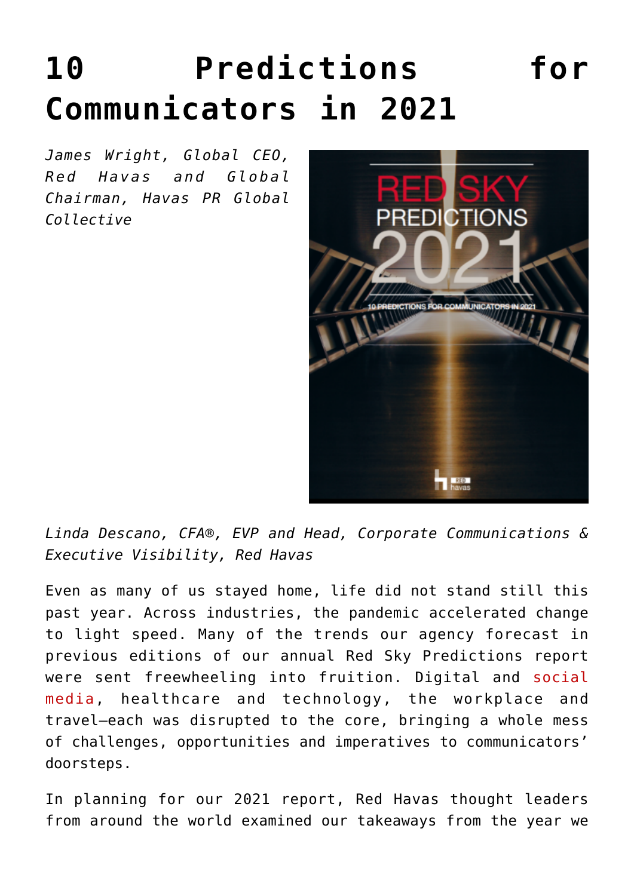# 10 Predictions for Communicators in 2021

*James Wright, Global CEO, Red Havas and Global Chairman, Havas PR Global Collective*

*Linda Descano, CFA®, EVP and Head, Corporate Communications & Executive Visibility, Red Havas*

Even as many of us stayed home, life did not stand still this past year. Across industries, the pandemic accelerated change to light speed. Many of the trends our agency forecast in previous editions of our annual Red Sky Predictions report were sent freewheeling into fruition. Digital and social media, healthcare and technology, the workplace and travel—each was disrupted to the core, bringing a whole mess of challenges, opportunities and imperatives to communicators' doorsteps.

In planning for our 2021 report, Red Havas thought leaders from around the world examined our takeaways from the year we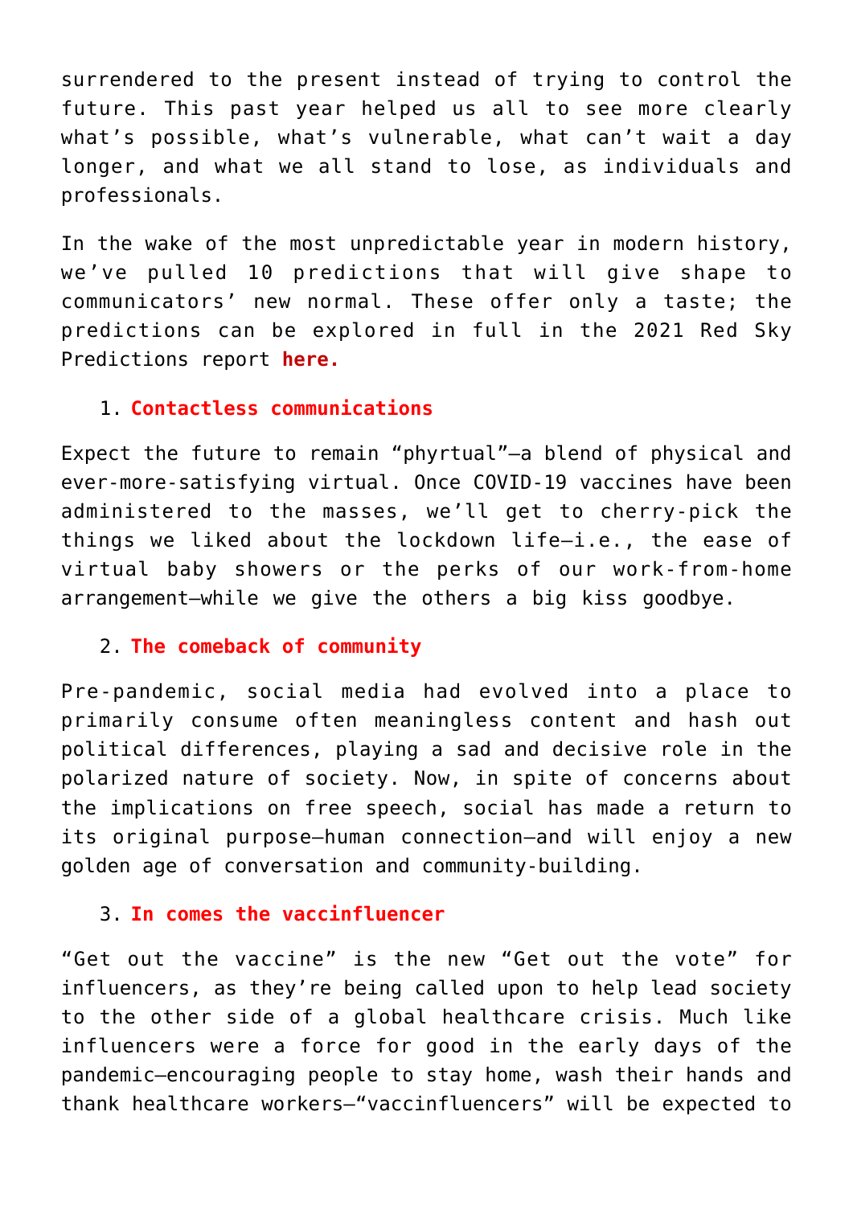surrendered to the present instead of trying to control the future. This past year helped us all to see more clearly what's possible, what's vulnerable, what can't wait a day longer, and what we all stand to lose, as individuals and professionals.

In the wake of the most unpredictable year in modern history, we've pulled 10 predictions that will give shape to communicators' new normal. These offer only a taste; the predictions can be explored in full in the 2021 Red Sky Predictions report **here.**

1. **Contactless communications**

Expect the future to remain "phyrtual"—a blend of physical and ever-more-satisfying virtual. Once COVID-19 vaccines have been administered to the masses, we'll get to cherry-pick the things we liked about the lockdown life—i.e., the ease of virtual baby showers or the perks of our work-from-home arrangement—while we give the others a big kiss goodbye.

2. **The comeback of community**

Pre-pandemic, social media had evolved into a place to primarily consume often meaningless content and hash out political differences, playing a sad and decisive role in the polarized nature of society. Now, in spite of concerns about the implications on free speech, social has made a return to its original purpose—human connection—and will enjoy a new golden age of conversation and community-building.

3. **In comes the vaccinfluencer**

"Get out the vaccine" is the new "Get out the vote" for influencers, as they're being called upon to help lead society to the other side of a global healthcare crisis. Much like influencers were a force for good in the early days of the pandemic—encouraging people to stay home, wash their hands and thank healthcare workers—"vaccinfluencers" will be expected to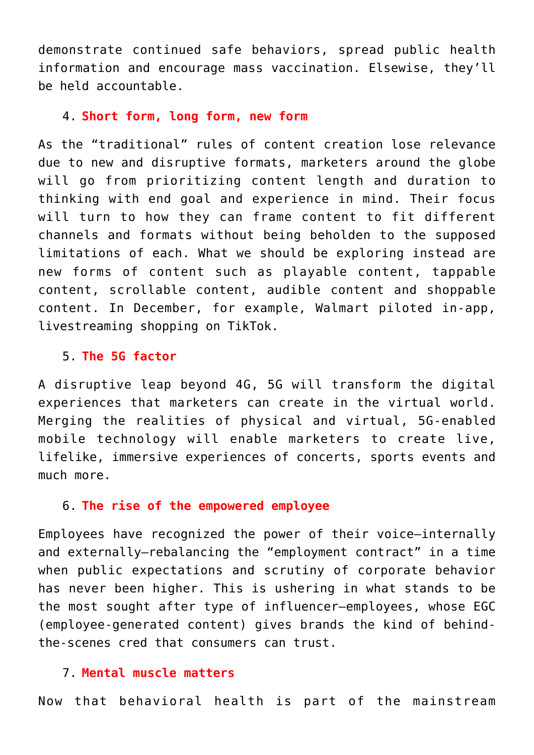demonstrate continued safe behaviors, spread public health information and encourage mass vaccination. Elsewise, they'll be held accountable.

4. **Short form, long form, new form**

As the "traditional" rules of content creation lose relevance due to new and disruptive formats, marketers around the globe will go from prioritizing content length and duration to thinking with end goal and experience in mind. Their focus will turn to how they can frame content to fit different channels and formats without being beholden to the supposed limitations of each. What we should be exploring instead are new forms of content such as playable content, tappable content, scrollable content, audible content and shoppable content. In December, for example, Walmart piloted in-app, livestreaming shopping on TikTok.

5. **The 5G factor**

A disruptive leap beyond 4G, 5G will transform the digital experiences that marketers can create in the virtual world. Merging the realities of physical and virtual, 5G-enabled mobile technology will enable marketers to create live, lifelike, immersive experiences of concerts, sports events and much more.

6. **The rise of the empowered employee**

Employees have recognized the power of their voice—internally and externally—rebalancing the "employment contract" in a time when public expectations and scrutiny of corporate behavior has never been higher. This is ushering in what stands to be the most sought after type of influencer—employees, whose EGC (employee-generated content) gives brands the kind of behind-the-scenes cred that consumers can trust.

7. **Mental muscle matters**

Now that behavioral health is part of the mainstream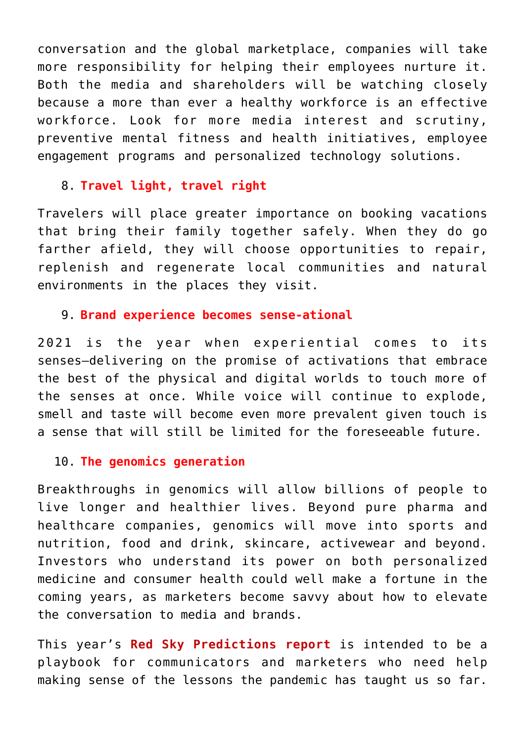conversation and the global marketplace, companies will take more responsibility for helping their employees nurture it. Both the media and shareholders will be watching closely because a more than ever a healthy workforce is an effective workforce. Look for more media interest and scrutiny, preventive mental fitness and health initiatives, employee engagement programs and personalized technology solutions.

8. **Travel light, travel right**

Travelers will place greater importance on booking vacations that bring their family together safely. When they do go farther afield, they will choose opportunities to repair, replenish and regenerate local communities and natural environments in the places they visit.

9. **Brand experience becomes sense-ational**

2021 is the year when experiential comes to its senses—delivering on the promise of activations that embrace the best of the physical and digital worlds to touch more of the senses at once. While voice will continue to explode, smell and taste will become even more prevalent given touch is a sense that will still be limited for the foreseeable future.

10. **The genomics generation**

Breakthroughs in genomics will allow billions of people to live longer and healthier lives. Beyond pure pharma and healthcare companies, genomics will move into sports and nutrition, food and drink, skincare, activewear and beyond. Investors who understand its power on both personalized medicine and consumer health could well make a fortune in the coming years, as marketers become savvy about how to elevate the conversation to media and brands.

This year's **Red Sky Predictions report** is intended to be a playbook for communicators and marketers who need help making sense of the lessons the pandemic has taught us so far.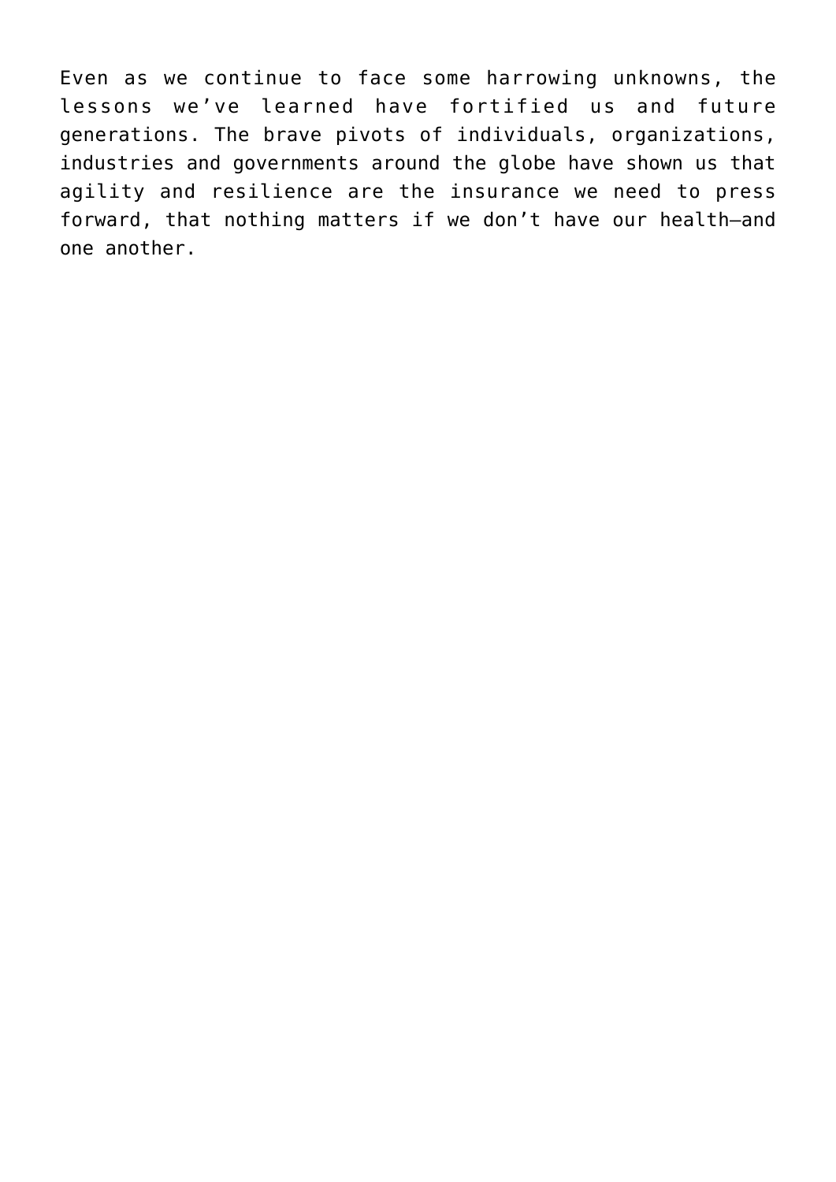Even as we continue to face some harrowing unknowns, the lessons we've learned have fortified us and future generations. The brave pivots of individuals, organizations, industries and governments around the globe have shown us that agility and resilience are the insurance we need to press forward, that nothing matters if we don't have our health—and one another.